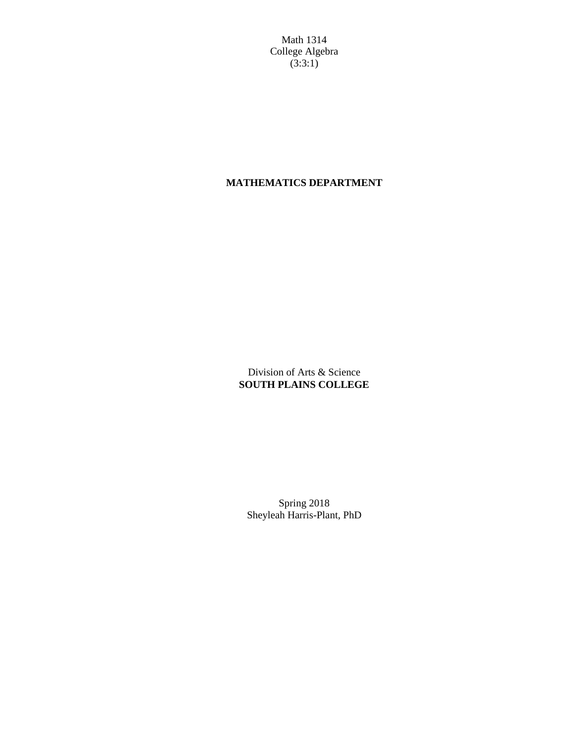Math 1314
College Algebra
(3:3:1)

**MATHEMATICS DEPARTMENT**

Division of Arts & Science
**SOUTH PLAINS COLLEGE**

Spring 2018
Sheyleah Harris-Plant, PhD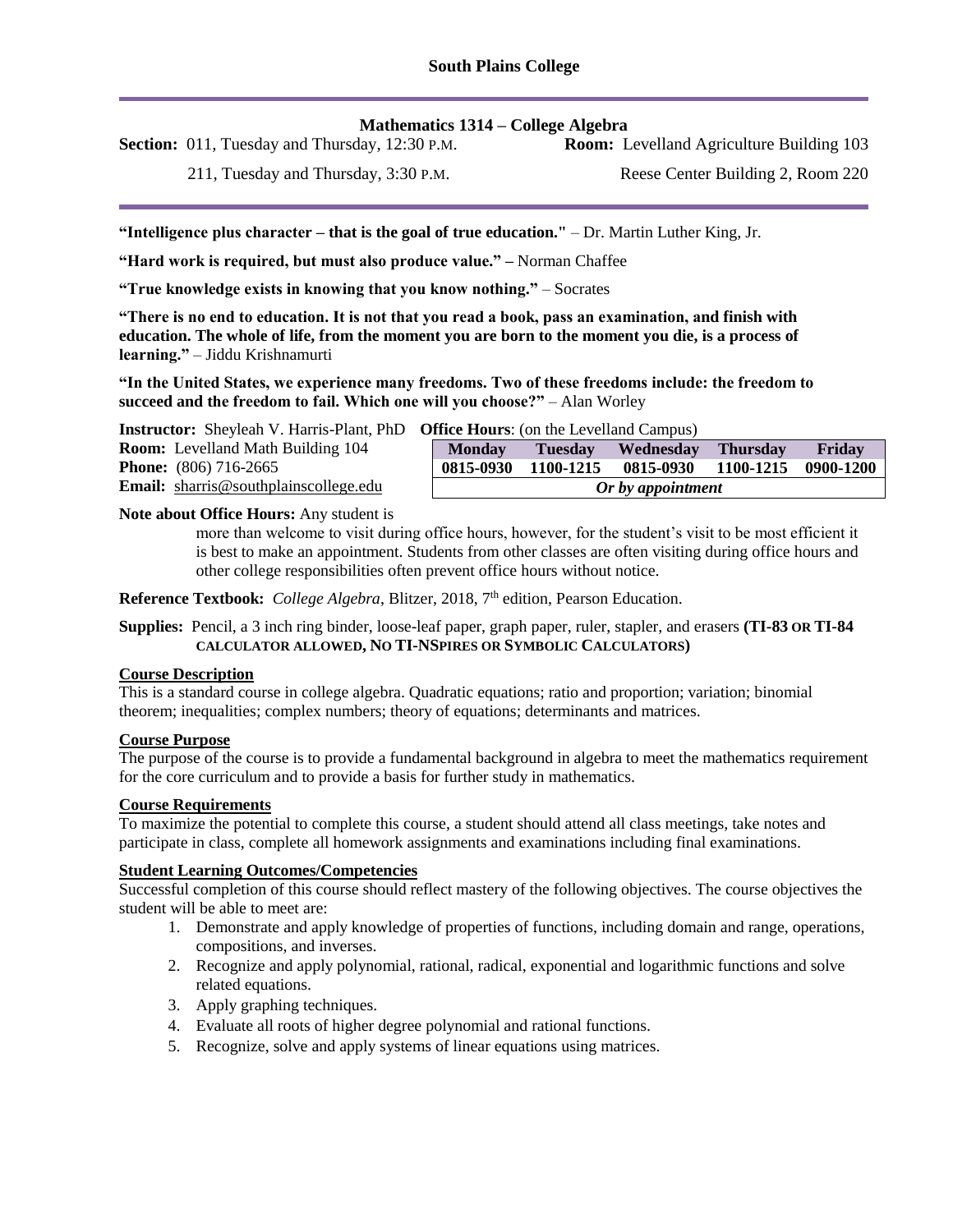**South Plains College**

**Mathematics 1314 – College Algebra**

**Section:** 011, Tuesday and Thursday, 12:30 P.M. **Room:** Levelland Agriculture Building 103

211, Tuesday and Thursday, 3:30 P.M. Reese Center Building 2, Room 220

**"Intelligence plus character – that is the goal of true education."** – Dr. Martin Luther King, Jr.

**"Hard work is required, but must also produce value." –** Norman Chaffee

**"True knowledge exists in knowing that you know nothing."** – Socrates

**"There is no end to education. It is not that you read a book, pass an examination, and finish with education. The whole of life, from the moment you are born to the moment you die, is a process of learning."** – Jiddu Krishnamurti

**"In the United States, we experience many freedoms. Two of these freedoms include: the freedom to succeed and the freedom to fail. Which one will you choose?"** – Alan Worley

**Instructor:** Sheyleah V. Harris-Plant, PhD
**Room:** Levelland Math Building 104
**Phone:** (806) 716-2665
**Email:** sharris@southplainscollege.edu

**Office Hours**: (on the Levelland Campus)

| Monday | Tuesday | Wednesday | Thursday | Friday |
|---|---|---|---|---|
| 0815-0930 | 1100-1215 | 0815-0930 | 1100-1215 | 0900-1200 |
| *Or by appointment* | | | | |

**Note about Office Hours:** Any student is more than welcome to visit during office hours, however, for the student's visit to be most efficient it is best to make an appointment. Students from other classes are often visiting during office hours and other college responsibilities often prevent office hours without notice.

**Reference Textbook:** *College Algebra*, Blitzer, 2018, 7th edition, Pearson Education.

**Supplies:** Pencil, a 3 inch ring binder, loose-leaf paper, graph paper, ruler, stapler, and erasers **(TI-83 OR TI-84 CALCULATOR ALLOWED, NO TI-NSPIRES OR SYMBOLIC CALCULATORS)**

## Course Description

This is a standard course in college algebra. Quadratic equations; ratio and proportion; variation; binomial theorem; inequalities; complex numbers; theory of equations; determinants and matrices.

## Course Purpose

The purpose of the course is to provide a fundamental background in algebra to meet the mathematics requirement for the core curriculum and to provide a basis for further study in mathematics.

## Course Requirements

To maximize the potential to complete this course, a student should attend all class meetings, take notes and participate in class, complete all homework assignments and examinations including final examinations.

## Student Learning Outcomes/Competencies

Successful completion of this course should reflect mastery of the following objectives. The course objectives the student will be able to meet are:

1. Demonstrate and apply knowledge of properties of functions, including domain and range, operations, compositions, and inverses.
2. Recognize and apply polynomial, rational, radical, exponential and logarithmic functions and solve related equations.
3. Apply graphing techniques.
4. Evaluate all roots of higher degree polynomial and rational functions.
5. Recognize, solve and apply systems of linear equations using matrices.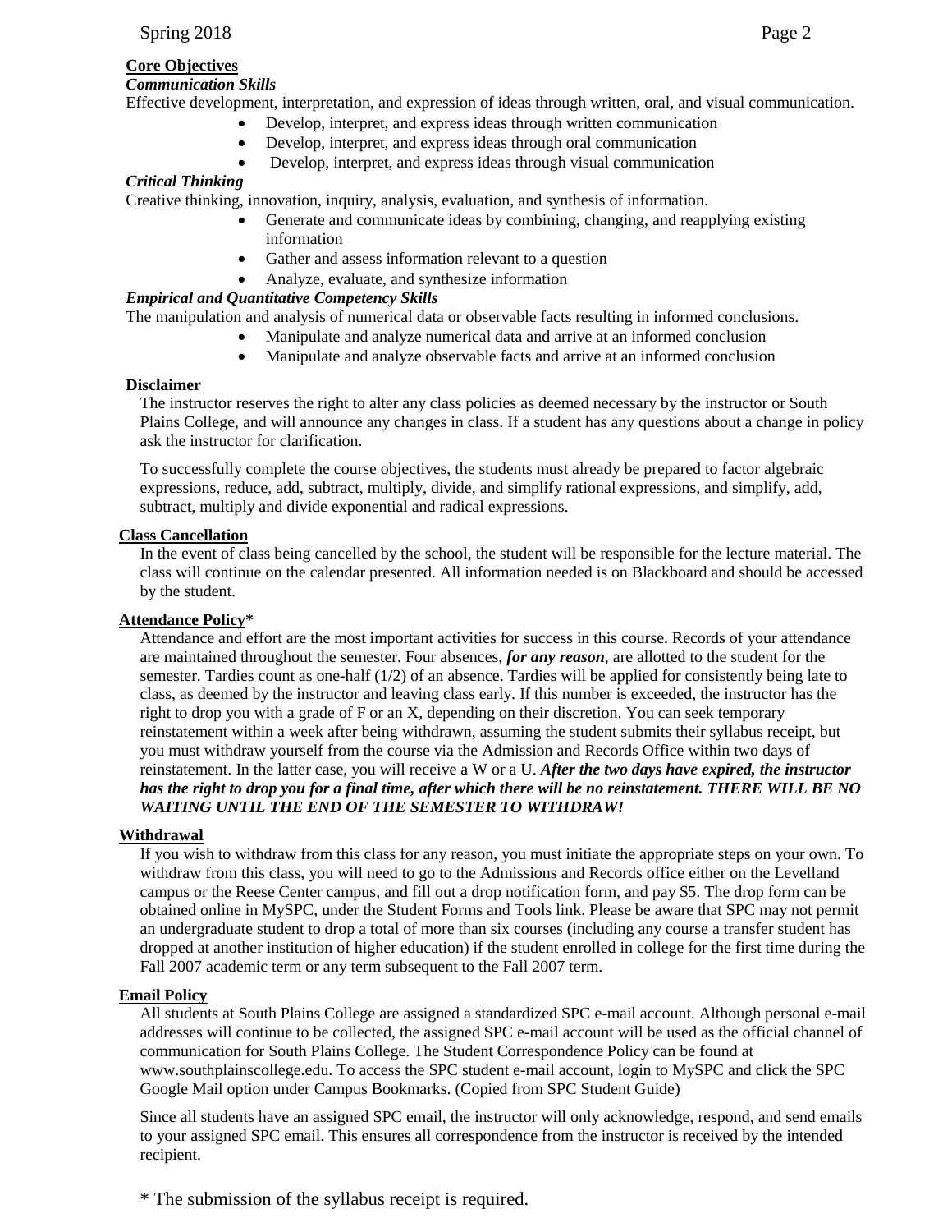## Core Objectives

### *Communication Skills*

Effective development, interpretation, and expression of ideas through written, oral, and visual communication.

- Develop, interpret, and express ideas through written communication
- Develop, interpret, and express ideas through oral communication
- Develop, interpret, and express ideas through visual communication

### *Critical Thinking*

Creative thinking, innovation, inquiry, analysis, evaluation, and synthesis of information.

- Generate and communicate ideas by combining, changing, and reapplying existing information
- Gather and assess information relevant to a question
- Analyze, evaluate, and synthesize information

### *Empirical and Quantitative Competency Skills*

The manipulation and analysis of numerical data or observable facts resulting in informed conclusions.

- Manipulate and analyze numerical data and arrive at an informed conclusion
- Manipulate and analyze observable facts and arrive at an informed conclusion

## Disclaimer

The instructor reserves the right to alter any class policies as deemed necessary by the instructor or South Plains College, and will announce any changes in class. If a student has any questions about a change in policy ask the instructor for clarification.

To successfully complete the course objectives, the students must already be prepared to factor algebraic expressions, reduce, add, subtract, multiply, divide, and simplify rational expressions, and simplify, add, subtract, multiply and divide exponential and radical expressions.

## Class Cancellation

In the event of class being cancelled by the school, the student will be responsible for the lecture material. The class will continue on the calendar presented. All information needed is on Blackboard and should be accessed by the student.

## Attendance Policy*

Attendance and effort are the most important activities for success in this course. Records of your attendance are maintained throughout the semester. Four absences, ***for any reason***, are allotted to the student for the semester. Tardies count as one-half (1/2) of an absence. Tardies will be applied for consistently being late to class, as deemed by the instructor and leaving class early. If this number is exceeded, the instructor has the right to drop you with a grade of F or an X, depending on their discretion. You can seek temporary reinstatement within a week after being withdrawn, assuming the student submits their syllabus receipt, but you must withdraw yourself from the course via the Admission and Records Office within two days of reinstatement. In the latter case, you will receive a W or a U. ***After the two days have expired, the instructor has the right to drop you for a final time, after which there will be no reinstatement. THERE WILL BE NO WAITING UNTIL THE END OF THE SEMESTER TO WITHDRAW!***

## Withdrawal

If you wish to withdraw from this class for any reason, you must initiate the appropriate steps on your own. To withdraw from this class, you will need to go to the Admissions and Records office either on the Levelland campus or the Reese Center campus, and fill out a drop notification form, and pay $5. The drop form can be obtained online in MySPC, under the Student Forms and Tools link. Please be aware that SPC may not permit an undergraduate student to drop a total of more than six courses (including any course a transfer student has dropped at another institution of higher education) if the student enrolled in college for the first time during the Fall 2007 academic term or any term subsequent to the Fall 2007 term.

## Email Policy

All students at South Plains College are assigned a standardized SPC e-mail account. Although personal e-mail addresses will continue to be collected, the assigned SPC e-mail account will be used as the official channel of communication for South Plains College. The Student Correspondence Policy can be found at www.southplainscollege.edu. To access the SPC student e-mail account, login to MySPC and click the SPC Google Mail option under Campus Bookmarks. (Copied from SPC Student Guide)

Since all students have an assigned SPC email, the instructor will only acknowledge, respond, and send emails to your assigned SPC email. This ensures all correspondence from the instructor is received by the intended recipient.

\* The submission of the syllabus receipt is required.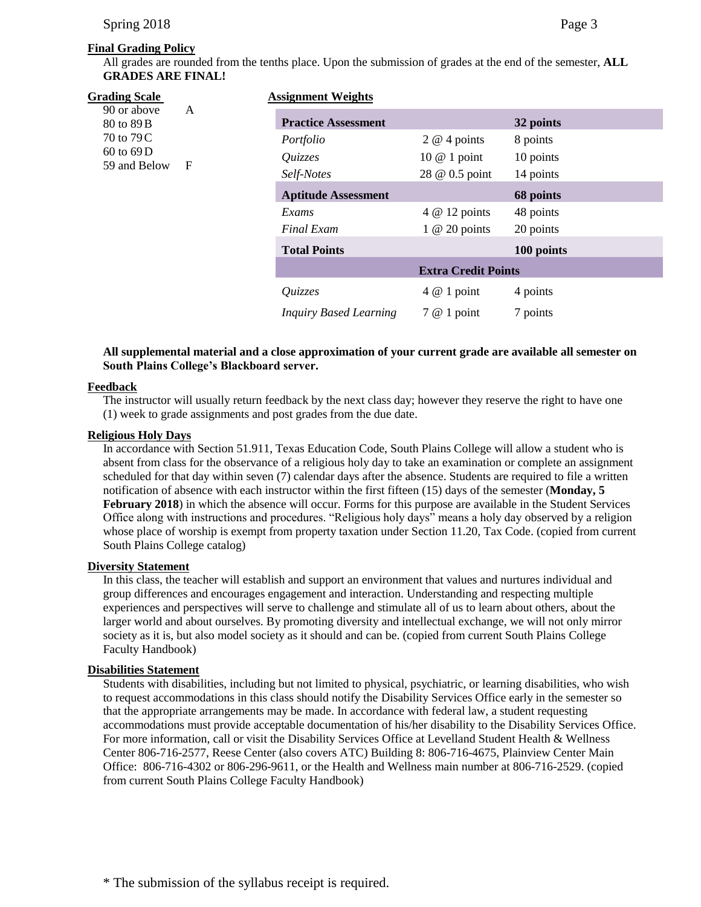**Final Grading Policy**

All grades are rounded from the tenths place. Upon the submission of grades at the end of the semester, **ALL GRADES ARE FINAL!**

**Grading Scale**

| Score | Grade |
|---|---|
| 90 or above | A |
| 80 to 89 | B |
| 70 to 79 | C |
| 60 to 69 | D |
| 59 and Below | F |

**Assignment Weights**

| **Practice Assessment** | | **32 points** |
|---|---|---|
| *Portfolio* | 2 @ 4 points | 8 points |
| *Quizzes* | 10 @ 1 point | 10 points |
| *Self-Notes* | 28 @ 0.5 point | 14 points |
| **Aptitude Assessment** | | **68 points** |
| *Exams* | 4 @ 12 points | 48 points |
| *Final Exam* | 1 @ 20 points | 20 points |
| **Total Points** | | **100 points** |
| | **Extra Credit Points** | |
| *Quizzes* | 4 @ 1 point | 4 points |
| *Inquiry Based Learning* | 7 @ 1 point | 7 points |

**All supplemental material and a close approximation of your current grade are available all semester on South Plains College's Blackboard server.**

**Feedback**

The instructor will usually return feedback by the next class day; however they reserve the right to have one (1) week to grade assignments and post grades from the due date.

**Religious Holy Days**

In accordance with Section 51.911, Texas Education Code, South Plains College will allow a student who is absent from class for the observance of a religious holy day to take an examination or complete an assignment scheduled for that day within seven (7) calendar days after the absence. Students are required to file a written notification of absence with each instructor within the first fifteen (15) days of the semester (**Monday, 5 February 2018**) in which the absence will occur. Forms for this purpose are available in the Student Services Office along with instructions and procedures. "Religious holy days" means a holy day observed by a religion whose place of worship is exempt from property taxation under Section 11.20, Tax Code. (copied from current South Plains College catalog)

**Diversity Statement**

In this class, the teacher will establish and support an environment that values and nurtures individual and group differences and encourages engagement and interaction. Understanding and respecting multiple experiences and perspectives will serve to challenge and stimulate all of us to learn about others, about the larger world and about ourselves. By promoting diversity and intellectual exchange, we will not only mirror society as it is, but also model society as it should and can be. (copied from current South Plains College Faculty Handbook)

**Disabilities Statement**

Students with disabilities, including but not limited to physical, psychiatric, or learning disabilities, who wish to request accommodations in this class should notify the Disability Services Office early in the semester so that the appropriate arrangements may be made. In accordance with federal law, a student requesting accommodations must provide acceptable documentation of his/her disability to the Disability Services Office. For more information, call or visit the Disability Services Office at Levelland Student Health & Wellness Center 806-716-2577, Reese Center (also covers ATC) Building 8: 806-716-4675, Plainview Center Main Office: 806-716-4302 or 806-296-9611, or the Health and Wellness main number at 806-716-2529. (copied from current South Plains College Faculty Handbook)

* The submission of the syllabus receipt is required.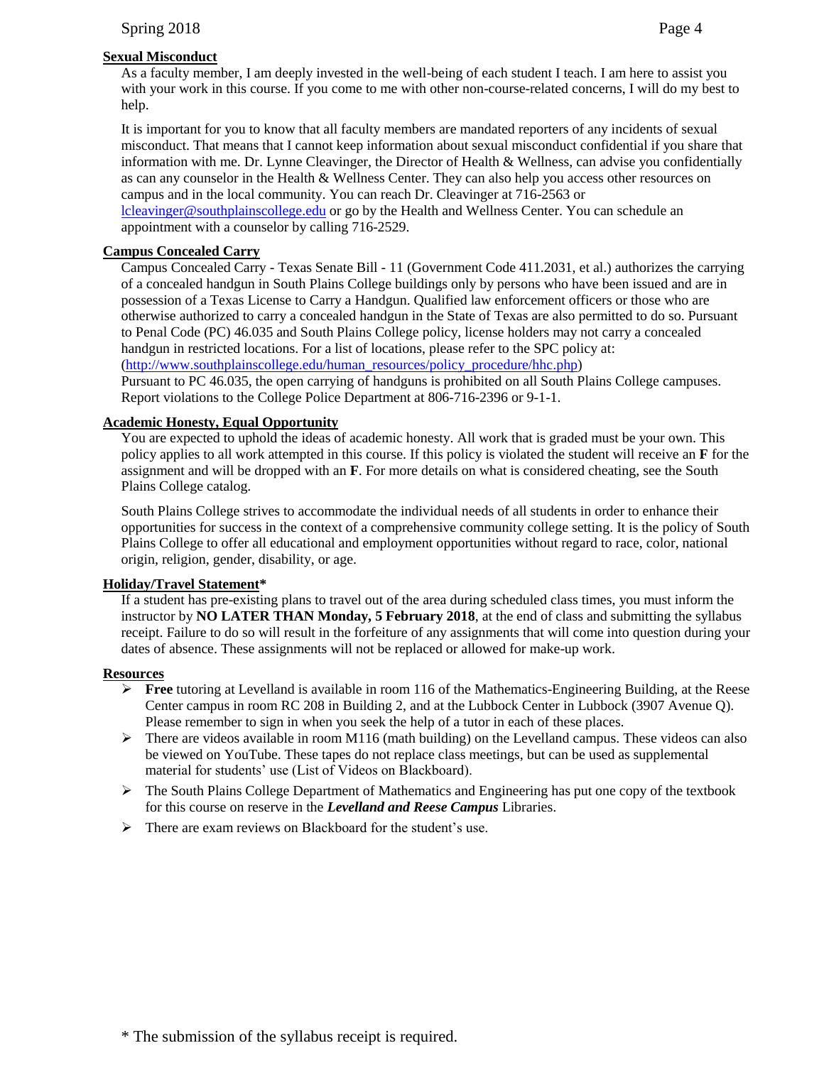**Sexual Misconduct**

As a faculty member, I am deeply invested in the well-being of each student I teach. I am here to assist you with your work in this course. If you come to me with other non-course-related concerns, I will do my best to help.

It is important for you to know that all faculty members are mandated reporters of any incidents of sexual misconduct. That means that I cannot keep information about sexual misconduct confidential if you share that information with me. Dr. Lynne Cleavinger, the Director of Health & Wellness, can advise you confidentially as can any counselor in the Health & Wellness Center. They can also help you access other resources on campus and in the local community. You can reach Dr. Cleavinger at 716-2563 or lcleavinger@southplainscollege.edu or go by the Health and Wellness Center. You can schedule an appointment with a counselor by calling 716-2529.

**Campus Concealed Carry**

Campus Concealed Carry - Texas Senate Bill - 11 (Government Code 411.2031, et al.) authorizes the carrying of a concealed handgun in South Plains College buildings only by persons who have been issued and are in possession of a Texas License to Carry a Handgun. Qualified law enforcement officers or those who are otherwise authorized to carry a concealed handgun in the State of Texas are also permitted to do so. Pursuant to Penal Code (PC) 46.035 and South Plains College policy, license holders may not carry a concealed handgun in restricted locations. For a list of locations, please refer to the SPC policy at: (http://www.southplainscollege.edu/human_resources/policy_procedure/hhc.php)

Pursuant to PC 46.035, the open carrying of handguns is prohibited on all South Plains College campuses. Report violations to the College Police Department at 806-716-2396 or 9-1-1.

**Academic Honesty, Equal Opportunity**

You are expected to uphold the ideas of academic honesty. All work that is graded must be your own. This policy applies to all work attempted in this course. If this policy is violated the student will receive an **F** for the assignment and will be dropped with an **F**. For more details on what is considered cheating, see the South Plains College catalog.

South Plains College strives to accommodate the individual needs of all students in order to enhance their opportunities for success in the context of a comprehensive community college setting. It is the policy of South Plains College to offer all educational and employment opportunities without regard to race, color, national origin, religion, gender, disability, or age.

**Holiday/Travel Statement***

If a student has pre-existing plans to travel out of the area during scheduled class times, you must inform the instructor by **NO LATER THAN Monday, 5 February 2018**, at the end of class and submitting the syllabus receipt. Failure to do so will result in the forfeiture of any assignments that will come into question during your dates of absence. These assignments will not be replaced or allowed for make-up work.

**Resources**

- **Free** tutoring at Levelland is available in room 116 of the Mathematics-Engineering Building, at the Reese Center campus in room RC 208 in Building 2, and at the Lubbock Center in Lubbock (3907 Avenue Q). Please remember to sign in when you seek the help of a tutor in each of these places.
- There are videos available in room M116 (math building) on the Levelland campus. These videos can also be viewed on YouTube. These tapes do not replace class meetings, but can be used as supplemental material for students' use (List of Videos on Blackboard).
- The South Plains College Department of Mathematics and Engineering has put one copy of the textbook for this course on reserve in the ***Levelland and Reese Campus*** Libraries.
- There are exam reviews on Blackboard for the student's use.

* The submission of the syllabus receipt is required.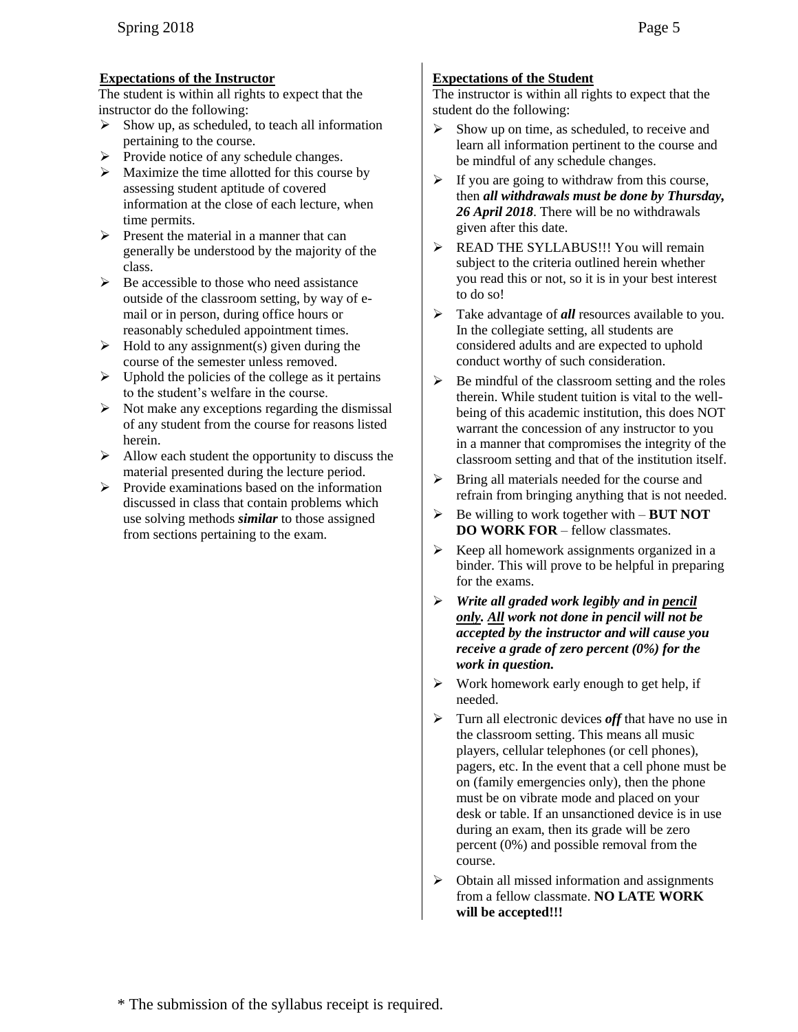### Expectations of the Instructor

The student is within all rights to expect that the instructor do the following:

- Show up, as scheduled, to teach all information pertaining to the course.
- Provide notice of any schedule changes.
- Maximize the time allotted for this course by assessing student aptitude of covered information at the close of each lecture, when time permits.
- Present the material in a manner that can generally be understood by the majority of the class.
- Be accessible to those who need assistance outside of the classroom setting, by way of e-mail or in person, during office hours or reasonably scheduled appointment times.
- Hold to any assignment(s) given during the course of the semester unless removed.
- Uphold the policies of the college as it pertains to the student's welfare in the course.
- Not make any exceptions regarding the dismissal of any student from the course for reasons listed herein.
- Allow each student the opportunity to discuss the material presented during the lecture period.
- Provide examinations based on the information discussed in class that contain problems which use solving methods ***similar*** to those assigned from sections pertaining to the exam.

### Expectations of the Student

The instructor is within all rights to expect that the student do the following:

- Show up on time, as scheduled, to receive and learn all information pertinent to the course and be mindful of any schedule changes.
- If you are going to withdraw from this course, then ***all withdrawals must be done by Thursday, 26 April 2018***. There will be no withdrawals given after this date.
- READ THE SYLLABUS!!! You will remain subject to the criteria outlined herein whether you read this or not, so it is in your best interest to do so!
- Take advantage of ***all*** resources available to you. In the collegiate setting, all students are considered adults and are expected to uphold conduct worthy of such consideration.
- Be mindful of the classroom setting and the roles therein. While student tuition is vital to the well-being of this academic institution, this does NOT warrant the concession of any instructor to you in a manner that compromises the integrity of the classroom setting and that of the institution itself.
- Bring all materials needed for the course and refrain from bringing anything that is not needed.
- Be willing to work together with – **BUT NOT DO WORK FOR** – fellow classmates.
- Keep all homework assignments organized in a binder. This will prove to be helpful in preparing for the exams.
- ***Write all graded work legibly and in pencil only. All work not done in pencil will not be accepted by the instructor and will cause you receive a grade of zero percent (0%) for the work in question.***
- Work homework early enough to get help, if needed.
- Turn all electronic devices ***off*** that have no use in the classroom setting. This means all music players, cellular telephones (or cell phones), pagers, etc. In the event that a cell phone must be on (family emergencies only), then the phone must be on vibrate mode and placed on your desk or table. If an unsanctioned device is in use during an exam, then its grade will be zero percent (0%) and possible removal from the course.
- Obtain all missed information and assignments from a fellow classmate. **NO LATE WORK will be accepted!!!**

\* The submission of the syllabus receipt is required.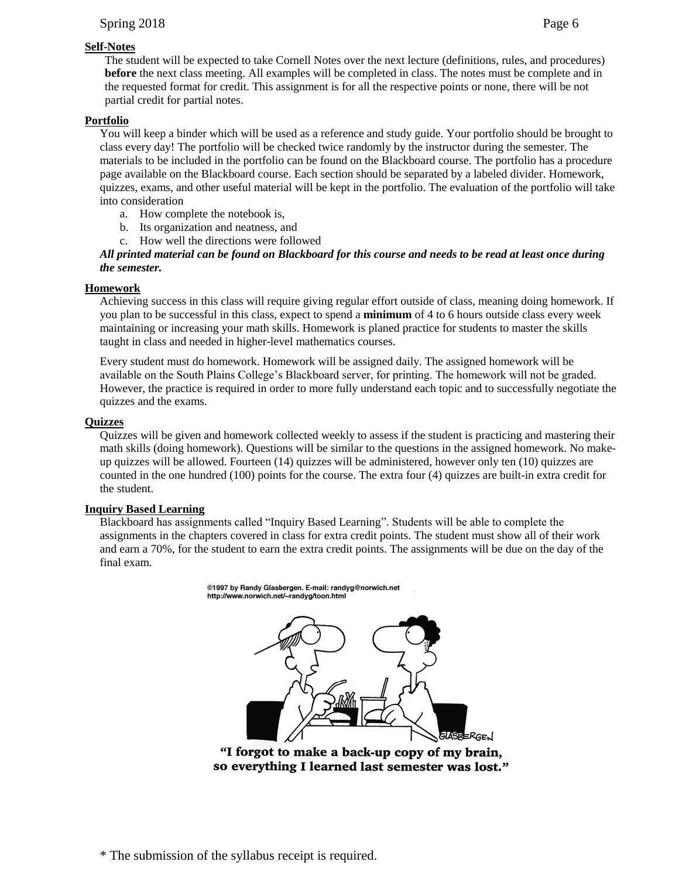## Self-Notes

The student will be expected to take Cornell Notes over the next lecture (definitions, rules, and procedures) **before** the next class meeting. All examples will be completed in class. The notes must be complete and in the requested format for credit. This assignment is for all the respective points or none, there will be not partial credit for partial notes.

## Portfolio

You will keep a binder which will be used as a reference and study guide. Your portfolio should be brought to class every day! The portfolio will be checked twice randomly by the instructor during the semester. The materials to be included in the portfolio can be found on the Blackboard course. The portfolio has a procedure page available on the Blackboard course. Each section should be separated by a labeled divider. Homework, quizzes, exams, and other useful material will be kept in the portfolio. The evaluation of the portfolio will take into consideration

a. How complete the notebook is,
b. Its organization and neatness, and
c. How well the directions were followed

***All printed material can be found on Blackboard for this course and needs to be read at least once during the semester.***

## Homework

Achieving success in this class will require giving regular effort outside of class, meaning doing homework. If you plan to be successful in this class, expect to spend a **minimum** of 4 to 6 hours outside class every week maintaining or increasing your math skills. Homework is planed practice for students to master the skills taught in class and needed in higher-level mathematics courses.

Every student must do homework. Homework will be assigned daily. The assigned homework will be available on the South Plains College's Blackboard server, for printing. The homework will not be graded. However, the practice is required in order to more fully understand each topic and to successfully negotiate the quizzes and the exams.

## Quizzes

Quizzes will be given and homework collected weekly to assess if the student is practicing and mastering their math skills (doing homework). Questions will be similar to the questions in the assigned homework. No make-up quizzes will be allowed. Fourteen (14) quizzes will be administered, however only ten (10) quizzes are counted in the one hundred (100) points for the course. The extra four (4) quizzes are built-in extra credit for the student.

## Inquiry Based Learning

Blackboard has assignments called "Inquiry Based Learning". Students will be able to complete the assignments in the chapters covered in class for extra credit points. The student must show all of their work and earn a 70%, for the student to earn the extra credit points. The assignments will be due on the day of the final exam.

©1997 by Randy Glasbergen. E-mail: randyg@norwich.net
http://www.norwich.net/~randyg/toon.html

"I forgot to make a back-up copy of my brain, so everything I learned last semester was lost."

\* The submission of the syllabus receipt is required.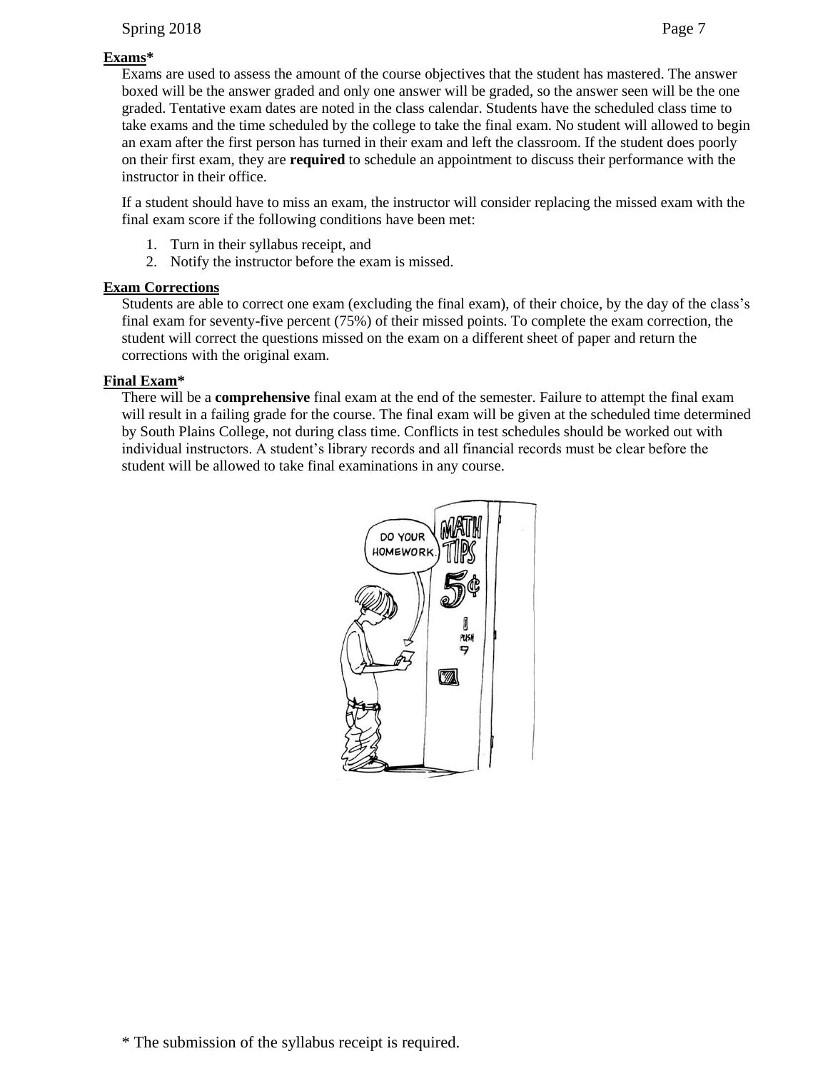**Exams***

Exams are used to assess the amount of the course objectives that the student has mastered. The answer boxed will be the answer graded and only one answer will be graded, so the answer seen will be the one graded. Tentative exam dates are noted in the class calendar. Students have the scheduled class time to take exams and the time scheduled by the college to take the final exam. No student will allowed to begin an exam after the first person has turned in their exam and left the classroom. If the student does poorly on their first exam, they are **required** to schedule an appointment to discuss their performance with the instructor in their office.

If a student should have to miss an exam, the instructor will consider replacing the missed exam with the final exam score if the following conditions have been met:

1. Turn in their syllabus receipt, and
2. Notify the instructor before the exam is missed.

**Exam Corrections**

Students are able to correct one exam (excluding the final exam), of their choice, by the day of the class's final exam for seventy-five percent (75%) of their missed points. To complete the exam correction, the student will correct the questions missed on the exam on a different sheet of paper and return the corrections with the original exam.

**Final Exam***

There will be a **comprehensive** final exam at the end of the semester. Failure to attempt the final exam will result in a failing grade for the course. The final exam will be given at the scheduled time determined by South Plains College, not during class time. Conflicts in test schedules should be worked out with individual instructors. A student's library records and all financial records must be clear before the student will be allowed to take final examinations in any course.

\* The submission of the syllabus receipt is required.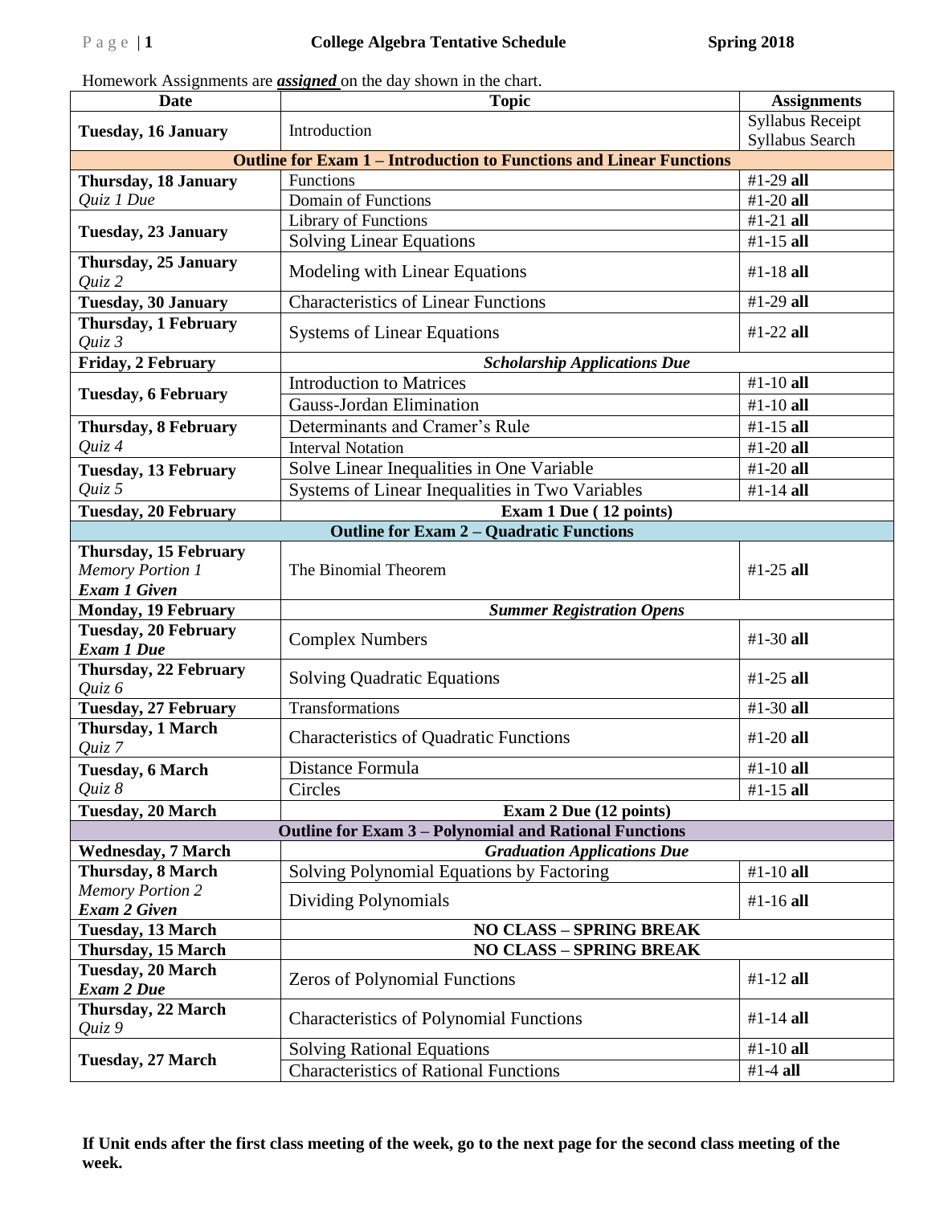# College Algebra Tentative Schedule — Spring 2018

Homework Assignments are ***assigned*** on the day shown in the chart.

| Date | Topic | Assignments |
|---|---|---|
| **Tuesday, 16 January** | Introduction | Syllabus Receipt Syllabus Search |
| | **Outline for Exam 1 – Introduction to Functions and Linear Functions** | |
| **Thursday, 18 January** *Quiz 1 Due* | Functions | #1-29 **all** |
| | Domain of Functions | #1-20 **all** |
| **Tuesday, 23 January** | Library of Functions | #1-21 **all** |
| | Solving Linear Equations | #1-15 **all** |
| **Thursday, 25 January** *Quiz 2* | Modeling with Linear Equations | #1-18 **all** |
| **Tuesday, 30 January** | Characteristics of Linear Functions | #1-29 **all** |
| **Thursday, 1 February** *Quiz 3* | Systems of Linear Equations | #1-22 **all** |
| **Friday, 2 February** | ***Scholarship Applications Due*** | |
| **Tuesday, 6 February** | Introduction to Matrices | #1-10 **all** |
| | Gauss-Jordan Elimination | #1-10 **all** |
| **Thursday, 8 February** *Quiz 4* | Determinants and Cramer's Rule | #1-15 **all** |
| | Interval Notation | #1-20 **all** |
| **Tuesday, 13 February** *Quiz 5* | Solve Linear Inequalities in One Variable | #1-20 **all** |
| | Systems of Linear Inequalities in Two Variables | #1-14 **all** |
| **Tuesday, 20 February** | **Exam 1 Due ( 12 points)** | |
| | **Outline for Exam 2 – Quadratic Functions** | |
| **Thursday, 15 February** *Memory Portion 1* ***Exam 1 Given*** | The Binomial Theorem | #1-25 **all** |
| **Monday, 19 February** | ***Summer Registration Opens*** | |
| **Tuesday, 20 February** ***Exam 1 Due*** | Complex Numbers | #1-30 **all** |
| **Thursday, 22 February** *Quiz 6* | Solving Quadratic Equations | #1-25 **all** |
| **Tuesday, 27 February** | Transformations | #1-30 **all** |
| **Thursday, 1 March** *Quiz 7* | Characteristics of Quadratic Functions | #1-20 **all** |
| **Tuesday, 6 March** *Quiz 8* | Distance Formula | #1-10 **all** |
| | Circles | #1-15 **all** |
| **Tuesday, 20 March** | **Exam 2 Due (12 points)** | |
| | **Outline for Exam 3 – Polynomial and Rational Functions** | |
| **Wednesday, 7 March** | ***Graduation Applications Due*** | |
| **Thursday, 8 March** *Memory Portion 2* ***Exam 2 Given*** | Solving Polynomial Equations by Factoring | #1-10 **all** |
| | Dividing Polynomials | #1-16 **all** |
| **Tuesday, 13 March** | **NO CLASS – SPRING BREAK** | |
| **Thursday, 15 March** | **NO CLASS – SPRING BREAK** | |
| **Tuesday, 20 March** ***Exam 2 Due*** | Zeros of Polynomial Functions | #1-12 **all** |
| **Thursday, 22 March** *Quiz 9* | Characteristics of Polynomial Functions | #1-14 **all** |
| **Tuesday, 27 March** | Solving Rational Equations | #1-10 **all** |
| | Characteristics of Rational Functions | #1-4 **all** |

**If Unit ends after the first class meeting of the week, go to the next page for the second class meeting of the week.**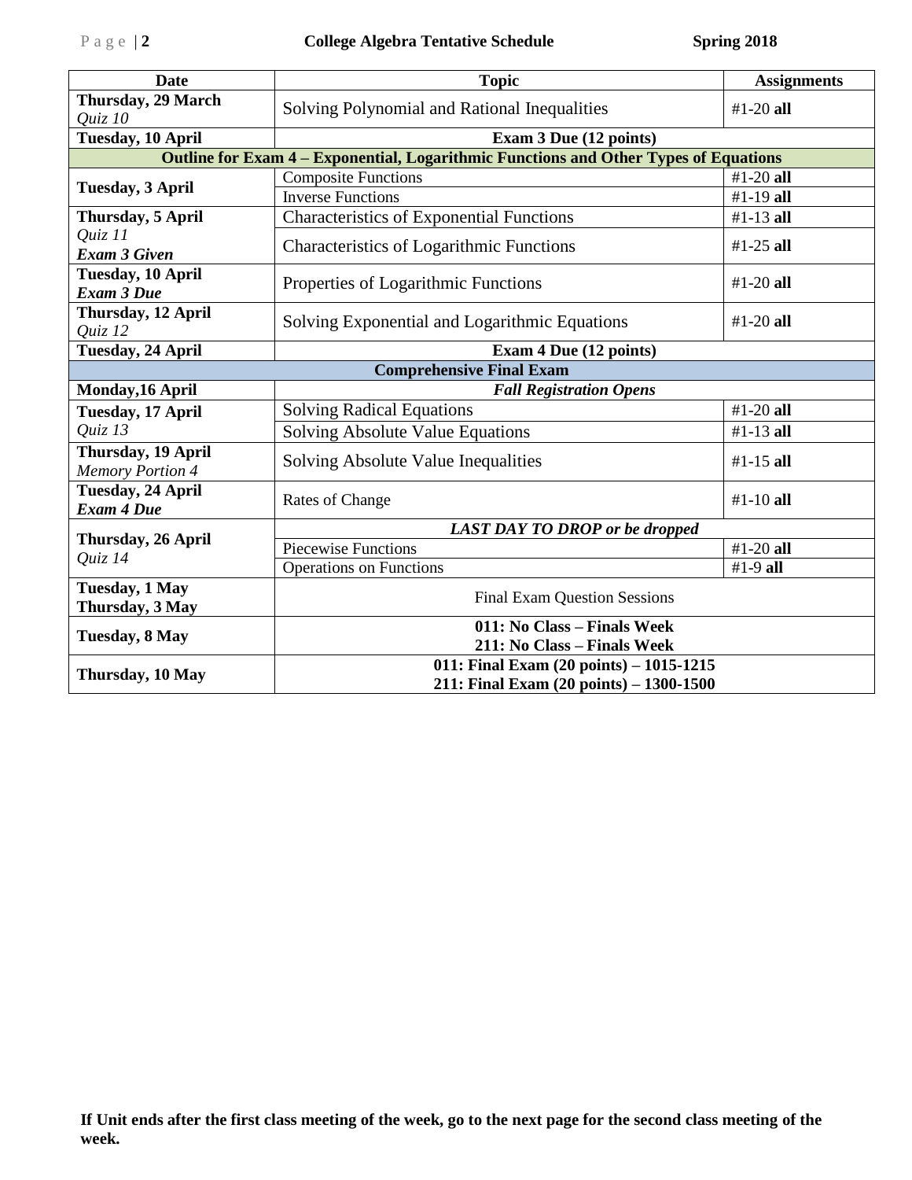| Date | Topic | Assignments |
|---|---|---|
| **Thursday, 29 March** *Quiz 10* | Solving Polynomial and Rational Inequalities | #1-20 **all** |
| **Tuesday, 10 April** | **Exam 3 Due (12 points)** | |
| **Outline for Exam 4 – Exponential, Logarithmic Functions and Other Types of Equations** | | |
| **Tuesday, 3 April** | Composite Functions | #1-20 **all** |
| | Inverse Functions | #1-19 **all** |
| **Thursday, 5 April** *Quiz 11* ***Exam 3 Given*** | Characteristics of Exponential Functions | #1-13 **all** |
| | Characteristics of Logarithmic Functions | #1-25 **all** |
| **Tuesday, 10 April** ***Exam 3 Due*** | Properties of Logarithmic Functions | #1-20 **all** |
| **Thursday, 12 April** *Quiz 12* | Solving Exponential and Logarithmic Equations | #1-20 **all** |
| **Tuesday, 24 April** | **Exam 4 Due (12 points)** | |
| **Comprehensive Final Exam** | | |
| **Monday,16 April** | ***Fall Registration Opens*** | |
| **Tuesday, 17 April** *Quiz 13* | Solving Radical Equations | #1-20 **all** |
| | Solving Absolute Value Equations | #1-13 **all** |
| **Thursday, 19 April** *Memory Portion 4* | Solving Absolute Value Inequalities | #1-15 **all** |
| **Tuesday, 24 April** ***Exam 4 Due*** | Rates of Change | #1-10 **all** |
| **Thursday, 26 April** *Quiz 14* | ***LAST DAY TO DROP or be dropped*** | |
| | Piecewise Functions | #1-20 **all** |
| | Operations on Functions | #1-9 **all** |
| **Tuesday, 1 May** **Thursday, 3 May** | Final Exam Question Sessions | |
| **Tuesday, 8 May** | **011: No Class – Finals Week** **211: No Class – Finals Week** | |
| **Thursday, 10 May** | **011: Final Exam (20 points) – 1015-1215** **211: Final Exam (20 points) – 1300-1500** | |

**If Unit ends after the first class meeting of the week, go to the next page for the second class meeting of the week.**